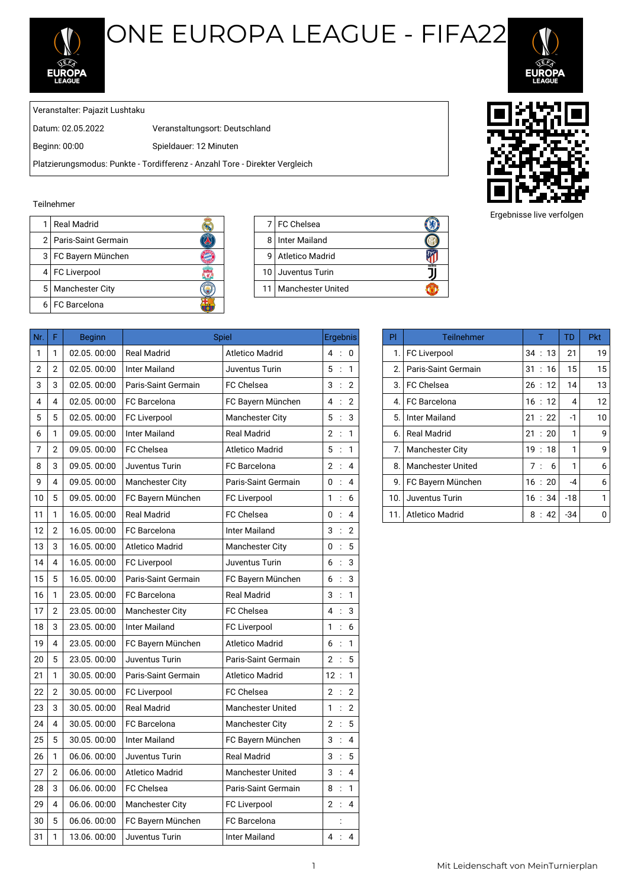# ONE EUROPA LEAGUE - FIFA22

Veranstalter: Pajazit Lushtaku

Datum: 02.05.2022 — Veranstaltungsort: Deutschland

Beginn: 00:00 — Spieldauer: 12 Minuten

Platzierungsmodus: Punkte - Tordifferenz - Anzahl Tore - Direkter Vergleich

Ergebnisse live verfolgen

Teilnehmer

| Nr. | Teilnehmer |
|---|---|
| 1 | Real Madrid |
| 2 | Paris-Saint Germain |
| 3 | FC Bayern München |
| 4 | FC Liverpool |
| 5 | Manchester City |
| 6 | FC Barcelona |
| 7 | FC Chelsea |
| 8 | Inter Mailand |
| 9 | Atletico Madrid |
| 10 | Juventus Turin |
| 11 | Manchester United |

| Nr. | F | Beginn | Spiel | | Ergebnis |
|---|---|---|---|---|---|
| 1 | 1 | 02.05. 00:00 | Real Madrid | Atletico Madrid | 4 : 0 |
| 2 | 2 | 02.05. 00:00 | Inter Mailand | Juventus Turin | 5 : 1 |
| 3 | 3 | 02.05. 00:00 | Paris-Saint Germain | FC Chelsea | 3 : 2 |
| 4 | 4 | 02.05. 00:00 | FC Barcelona | FC Bayern München | 4 : 2 |
| 5 | 5 | 02.05. 00:00 | FC Liverpool | Manchester City | 5 : 3 |
| 6 | 1 | 09.05. 00:00 | Inter Mailand | Real Madrid | 2 : 1 |
| 7 | 2 | 09.05. 00:00 | FC Chelsea | Atletico Madrid | 5 : 1 |
| 8 | 3 | 09.05. 00:00 | Juventus Turin | FC Barcelona | 2 : 4 |
| 9 | 4 | 09.05. 00:00 | Manchester City | Paris-Saint Germain | 0 : 4 |
| 10 | 5 | 09.05. 00:00 | FC Bayern München | FC Liverpool | 1 : 6 |
| 11 | 1 | 16.05. 00:00 | Real Madrid | FC Chelsea | 0 : 4 |
| 12 | 2 | 16.05. 00:00 | FC Barcelona | Inter Mailand | 3 : 2 |
| 13 | 3 | 16.05. 00:00 | Atletico Madrid | Manchester City | 0 : 5 |
| 14 | 4 | 16.05. 00:00 | FC Liverpool | Juventus Turin | 6 : 3 |
| 15 | 5 | 16.05. 00:00 | Paris-Saint Germain | FC Bayern München | 6 : 3 |
| 16 | 1 | 23.05. 00:00 | FC Barcelona | Real Madrid | 3 : 1 |
| 17 | 2 | 23.05. 00:00 | Manchester City | FC Chelsea | 4 : 3 |
| 18 | 3 | 23.05. 00:00 | Inter Mailand | FC Liverpool | 1 : 6 |
| 19 | 4 | 23.05. 00:00 | FC Bayern München | Atletico Madrid | 6 : 1 |
| 20 | 5 | 23.05. 00:00 | Juventus Turin | Paris-Saint Germain | 2 : 5 |
| 21 | 1 | 30.05. 00:00 | Paris-Saint Germain | Atletico Madrid | 12 : 1 |
| 22 | 2 | 30.05. 00:00 | FC Liverpool | FC Chelsea | 2 : 2 |
| 23 | 3 | 30.05. 00:00 | Real Madrid | Manchester United | 1 : 2 |
| 24 | 4 | 30.05. 00:00 | FC Barcelona | Manchester City | 2 : 5 |
| 25 | 5 | 30.05. 00:00 | Inter Mailand | FC Bayern München | 3 : 4 |
| 26 | 1 | 06.06. 00:00 | Juventus Turin | Real Madrid | 3 : 5 |
| 27 | 2 | 06.06. 00:00 | Atletico Madrid | Manchester United | 3 : 4 |
| 28 | 3 | 06.06. 00:00 | FC Chelsea | Paris-Saint Germain | 8 : 1 |
| 29 | 4 | 06.06. 00:00 | Manchester City | FC Liverpool | 2 : 4 |
| 30 | 5 | 06.06. 00:00 | FC Bayern München | FC Barcelona | : |
| 31 | 1 | 13.06. 00:00 | Juventus Turin | Inter Mailand | 4 : 4 |

| Pl | Teilnehmer | T | TD | Pkt |
|---|---|---|---|---|
| 1. | FC Liverpool | 34 : 13 | 21 | 19 |
| 2. | Paris-Saint Germain | 31 : 16 | 15 | 15 |
| 3. | FC Chelsea | 26 : 12 | 14 | 13 |
| 4. | FC Barcelona | 16 : 12 | 4 | 12 |
| 5. | Inter Mailand | 21 : 22 | -1 | 10 |
| 6. | Real Madrid | 21 : 20 | 1 | 9 |
| 7. | Manchester City | 19 : 18 | 1 | 9 |
| 8. | Manchester United | 7 : 6 | 1 | 6 |
| 9. | FC Bayern München | 16 : 20 | -4 | 6 |
| 10. | Juventus Turin | 16 : 34 | -18 | 1 |
| 11. | Atletico Madrid | 8 : 42 | -34 | 0 |

Mit Leidenschaft von MeinTurnierplan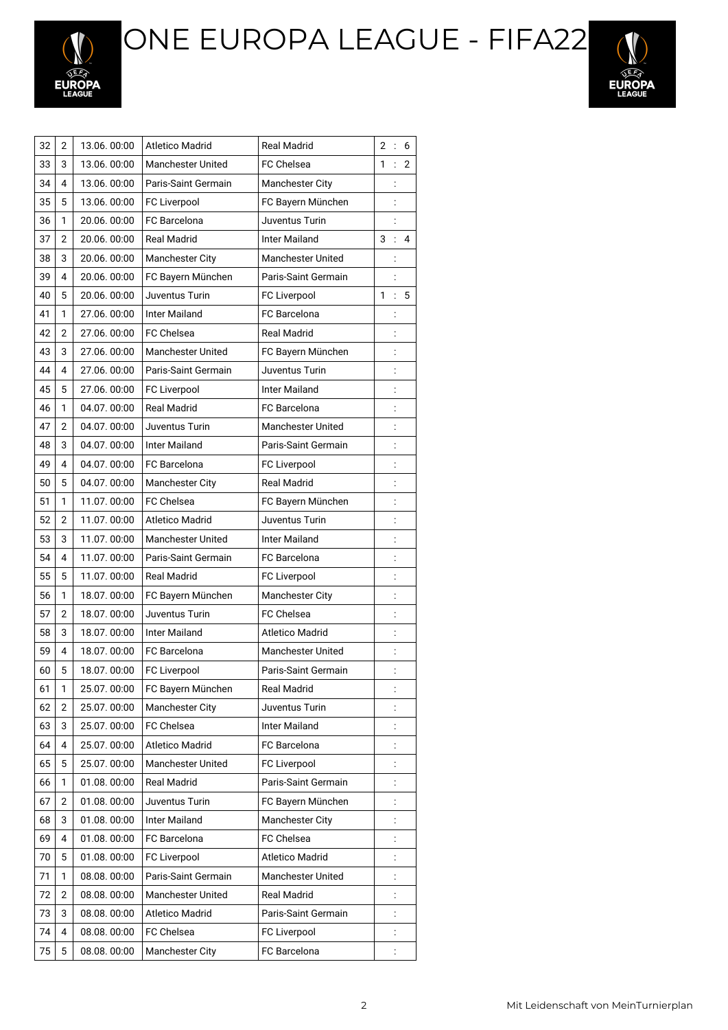# ONE EUROPA LEAGUE - FIFA22

| | | | | | |
|---|---|---|---|---|---|
| 32 | 2 | 13.06. 00:00 | Atletico Madrid | Real Madrid | 2 : 6 |
| 33 | 3 | 13.06. 00:00 | Manchester United | FC Chelsea | 1 : 2 |
| 34 | 4 | 13.06. 00:00 | Paris-Saint Germain | Manchester City | : |
| 35 | 5 | 13.06. 00:00 | FC Liverpool | FC Bayern München | : |
| 36 | 1 | 20.06. 00:00 | FC Barcelona | Juventus Turin | : |
| 37 | 2 | 20.06. 00:00 | Real Madrid | Inter Mailand | 3 : 4 |
| 38 | 3 | 20.06. 00:00 | Manchester City | Manchester United | : |
| 39 | 4 | 20.06. 00:00 | FC Bayern München | Paris-Saint Germain | : |
| 40 | 5 | 20.06. 00:00 | Juventus Turin | FC Liverpool | 1 : 5 |
| 41 | 1 | 27.06. 00:00 | Inter Mailand | FC Barcelona | : |
| 42 | 2 | 27.06. 00:00 | FC Chelsea | Real Madrid | : |
| 43 | 3 | 27.06. 00:00 | Manchester United | FC Bayern München | : |
| 44 | 4 | 27.06. 00:00 | Paris-Saint Germain | Juventus Turin | : |
| 45 | 5 | 27.06. 00:00 | FC Liverpool | Inter Mailand | : |
| 46 | 1 | 04.07. 00:00 | Real Madrid | FC Barcelona | : |
| 47 | 2 | 04.07. 00:00 | Juventus Turin | Manchester United | : |
| 48 | 3 | 04.07. 00:00 | Inter Mailand | Paris-Saint Germain | : |
| 49 | 4 | 04.07. 00:00 | FC Barcelona | FC Liverpool | : |
| 50 | 5 | 04.07. 00:00 | Manchester City | Real Madrid | : |
| 51 | 1 | 11.07. 00:00 | FC Chelsea | FC Bayern München | : |
| 52 | 2 | 11.07. 00:00 | Atletico Madrid | Juventus Turin | : |
| 53 | 3 | 11.07. 00:00 | Manchester United | Inter Mailand | : |
| 54 | 4 | 11.07. 00:00 | Paris-Saint Germain | FC Barcelona | : |
| 55 | 5 | 11.07. 00:00 | Real Madrid | FC Liverpool | : |
| 56 | 1 | 18.07. 00:00 | FC Bayern München | Manchester City | : |
| 57 | 2 | 18.07. 00:00 | Juventus Turin | FC Chelsea | : |
| 58 | 3 | 18.07. 00:00 | Inter Mailand | Atletico Madrid | : |
| 59 | 4 | 18.07. 00:00 | FC Barcelona | Manchester United | : |
| 60 | 5 | 18.07. 00:00 | FC Liverpool | Paris-Saint Germain | : |
| 61 | 1 | 25.07. 00:00 | FC Bayern München | Real Madrid | : |
| 62 | 2 | 25.07. 00:00 | Manchester City | Juventus Turin | : |
| 63 | 3 | 25.07. 00:00 | FC Chelsea | Inter Mailand | : |
| 64 | 4 | 25.07. 00:00 | Atletico Madrid | FC Barcelona | : |
| 65 | 5 | 25.07. 00:00 | Manchester United | FC Liverpool | : |
| 66 | 1 | 01.08. 00:00 | Real Madrid | Paris-Saint Germain | : |
| 67 | 2 | 01.08. 00:00 | Juventus Turin | FC Bayern München | : |
| 68 | 3 | 01.08. 00:00 | Inter Mailand | Manchester City | : |
| 69 | 4 | 01.08. 00:00 | FC Barcelona | FC Chelsea | : |
| 70 | 5 | 01.08. 00:00 | FC Liverpool | Atletico Madrid | : |
| 71 | 1 | 08.08. 00:00 | Paris-Saint Germain | Manchester United | : |
| 72 | 2 | 08.08. 00:00 | Manchester United | Real Madrid | : |
| 73 | 3 | 08.08. 00:00 | Atletico Madrid | Paris-Saint Germain | : |
| 74 | 4 | 08.08. 00:00 | FC Chelsea | FC Liverpool | : |
| 75 | 5 | 08.08. 00:00 | Manchester City | FC Barcelona | : |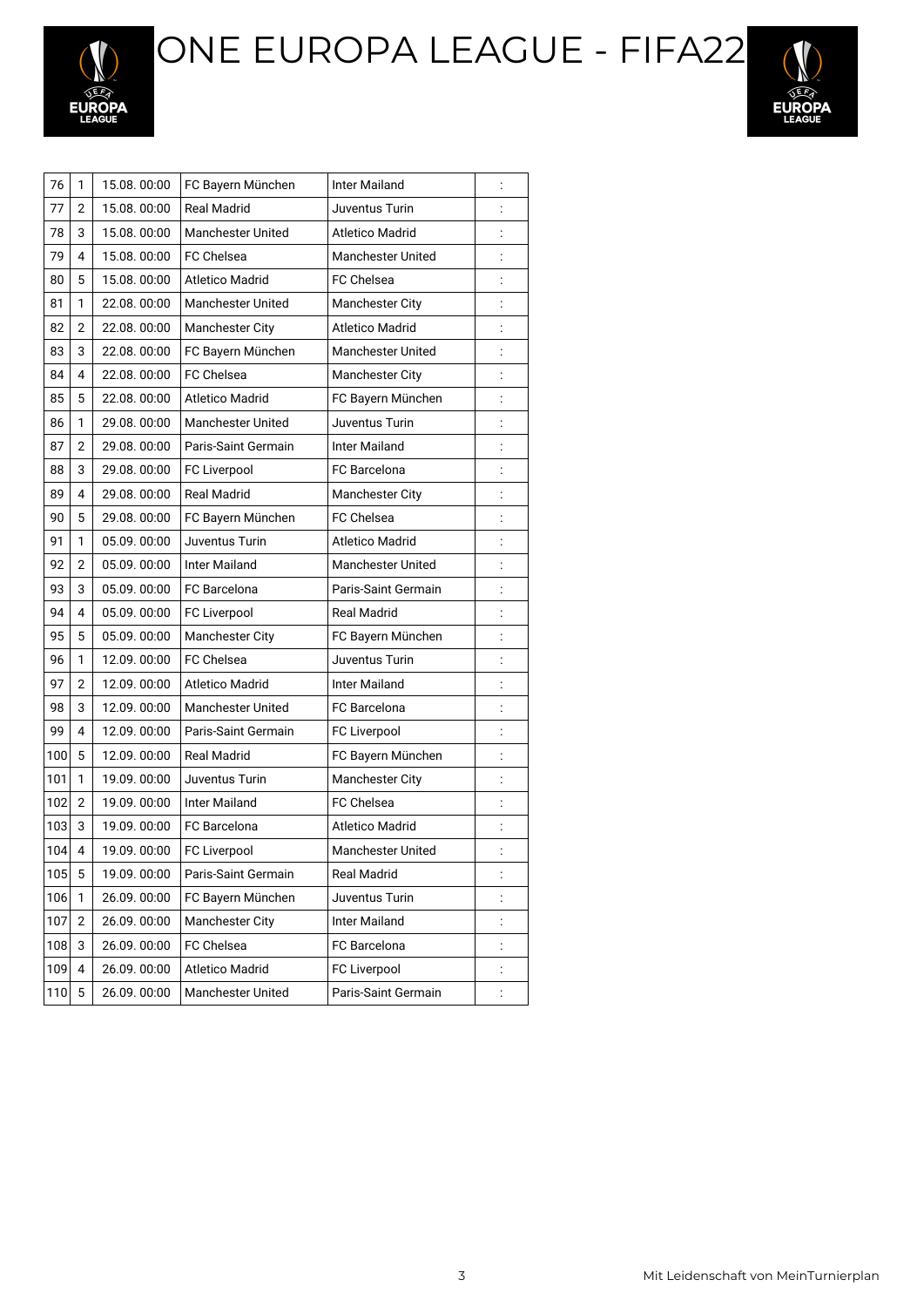# ONE EUROPA LEAGUE - FIFA22

| | | | | | |
|---|---|---|---|---|---|
| 76 | 1 | 15.08. 00:00 | FC Bayern München | Inter Mailand | : |
| 77 | 2 | 15.08. 00:00 | Real Madrid | Juventus Turin | : |
| 78 | 3 | 15.08. 00:00 | Manchester United | Atletico Madrid | : |
| 79 | 4 | 15.08. 00:00 | FC Chelsea | Manchester United | : |
| 80 | 5 | 15.08. 00:00 | Atletico Madrid | FC Chelsea | : |
| 81 | 1 | 22.08. 00:00 | Manchester United | Manchester City | : |
| 82 | 2 | 22.08. 00:00 | Manchester City | Atletico Madrid | : |
| 83 | 3 | 22.08. 00:00 | FC Bayern München | Manchester United | : |
| 84 | 4 | 22.08. 00:00 | FC Chelsea | Manchester City | : |
| 85 | 5 | 22.08. 00:00 | Atletico Madrid | FC Bayern München | : |
| 86 | 1 | 29.08. 00:00 | Manchester United | Juventus Turin | : |
| 87 | 2 | 29.08. 00:00 | Paris-Saint Germain | Inter Mailand | : |
| 88 | 3 | 29.08. 00:00 | FC Liverpool | FC Barcelona | : |
| 89 | 4 | 29.08. 00:00 | Real Madrid | Manchester City | : |
| 90 | 5 | 29.08. 00:00 | FC Bayern München | FC Chelsea | : |
| 91 | 1 | 05.09. 00:00 | Juventus Turin | Atletico Madrid | : |
| 92 | 2 | 05.09. 00:00 | Inter Mailand | Manchester United | : |
| 93 | 3 | 05.09. 00:00 | FC Barcelona | Paris-Saint Germain | : |
| 94 | 4 | 05.09. 00:00 | FC Liverpool | Real Madrid | : |
| 95 | 5 | 05.09. 00:00 | Manchester City | FC Bayern München | : |
| 96 | 1 | 12.09. 00:00 | FC Chelsea | Juventus Turin | : |
| 97 | 2 | 12.09. 00:00 | Atletico Madrid | Inter Mailand | : |
| 98 | 3 | 12.09. 00:00 | Manchester United | FC Barcelona | : |
| 99 | 4 | 12.09. 00:00 | Paris-Saint Germain | FC Liverpool | : |
| 100 | 5 | 12.09. 00:00 | Real Madrid | FC Bayern München | : |
| 101 | 1 | 19.09. 00:00 | Juventus Turin | Manchester City | : |
| 102 | 2 | 19.09. 00:00 | Inter Mailand | FC Chelsea | : |
| 103 | 3 | 19.09. 00:00 | FC Barcelona | Atletico Madrid | : |
| 104 | 4 | 19.09. 00:00 | FC Liverpool | Manchester United | : |
| 105 | 5 | 19.09. 00:00 | Paris-Saint Germain | Real Madrid | : |
| 106 | 1 | 26.09. 00:00 | FC Bayern München | Juventus Turin | : |
| 107 | 2 | 26.09. 00:00 | Manchester City | Inter Mailand | : |
| 108 | 3 | 26.09. 00:00 | FC Chelsea | FC Barcelona | : |
| 109 | 4 | 26.09. 00:00 | Atletico Madrid | FC Liverpool | : |
| 110 | 5 | 26.09. 00:00 | Manchester United | Paris-Saint Germain | : |

Mit Leidenschaft von MeinTurnierplan